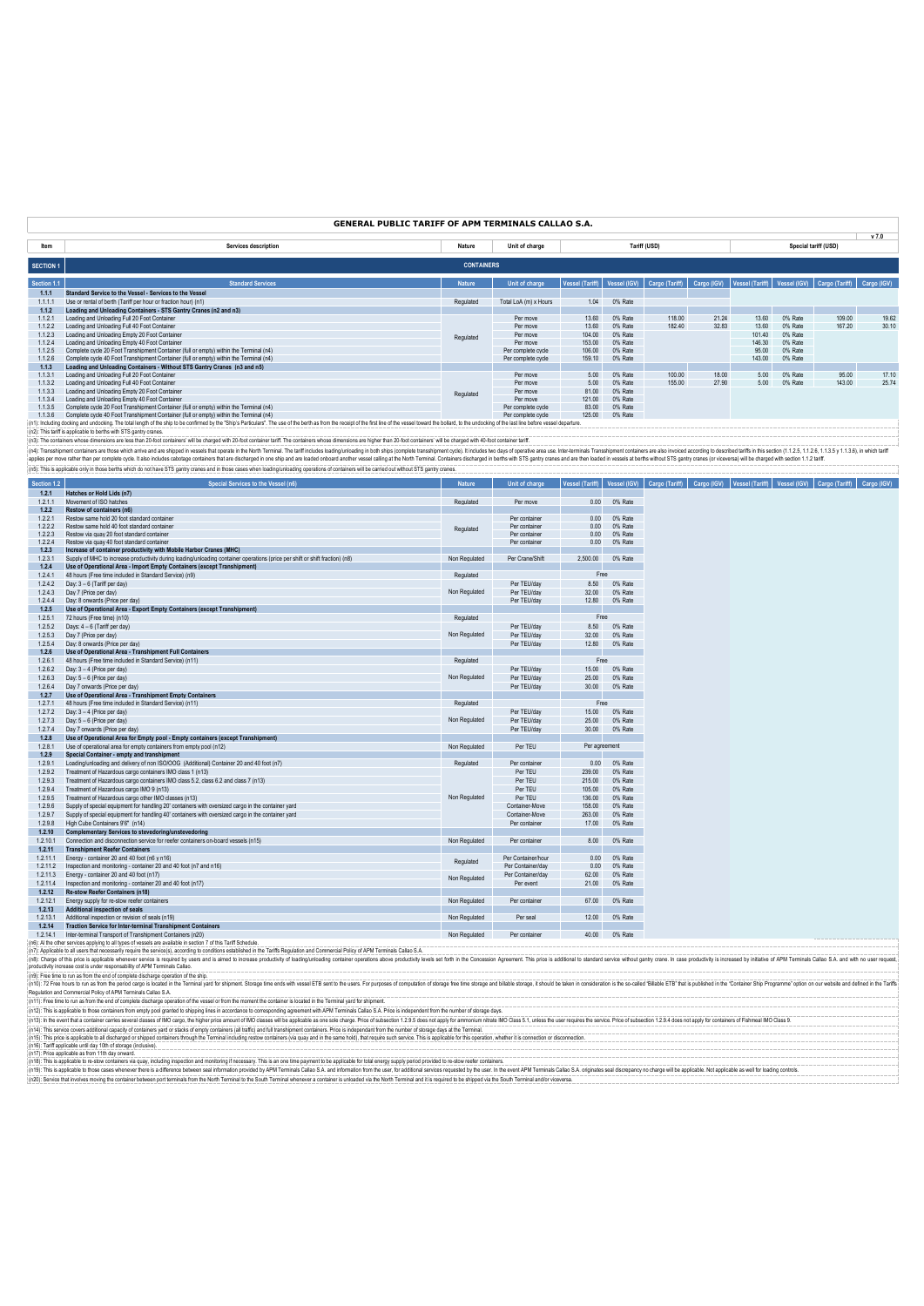# GENERAL PUBLIC TARIFF OF APM TERMINALS CALLAO S.A.

v 7.0

| Item | Services description | Nature | Unit of charge | Tariff (USD) | | | | Special tariff (USD) | | | |
|---|---|---|---|---|---|---|---|---|---|---|---|
| **SECTION 1** | **CONTAINERS** | | | | | | | | | | |
| **Section 1.1** | **Standard Services** | **Nature** | **Unit of charge** | **Vessel (Tariff)** | **Vessel (IGV)** | **Cargo (Tariff)** | **Cargo (IGV)** | **Vessel (Tariff)** | **Vessel (IGV)** | **Cargo (Tariff)** | **Cargo (IGV)** |
| **1.1.1** | **Standard Service to the Vessel - Services to the Vessel** | | | | | | | | | | |
| 1.1.1.1 | Use or rental of berth (Tariff per hour or fraction hour) (n1) | Regulated | Total LoA (m) x Hours | 1.04 | 0% Rate | | | | | | |
| **1.1.2** | **Loading and Unloading Containers - STS Gantry Cranes (n2 and n3)** | | | | | | | | | | |
| 1.1.2.1 | Loading and Unloading Full 20 Foot Container | Regulated | Per move | 13.60 | 0% Rate | 118.00 | 21.24 | 13.60 | 0% Rate | 109.00 | 19.62 |
| 1.1.2.2 | Loading and Unloading Full 40 Foot Container | | Per move | 13.60 | 0% Rate | 182.40 | 32.83 | 13.60 | 0% Rate | 167.20 | 30.10 |
| 1.1.2.3 | Loading and Unloading Empty 20 Foot Container | | Per move | 104.00 | 0% Rate | | | 101.40 | 0% Rate | | |
| 1.1.2.4 | Loading and Unloading Empty 40 Foot Container | | Per move | 153.00 | 0% Rate | | | 146.30 | 0% Rate | | |
| 1.1.2.5 | Complete cycle 20 Foot Transhipment Container (full or empty) within the Terminal (n4) | | Per complete cycle | 106.00 | 0% Rate | | | 95.00 | 0% Rate | | |
| 1.1.2.6 | Complete cycle 40 Foot Transhipment Container (full or empty) within the Terminal (n4) | | Per complete cycle | 159.10 | 0% Rate | | | 143.00 | 0% Rate | | |
| **1.1.3** | **Loading and Unloading Containers - Without STS Gantry Cranes (n3 and n5)** | | | | | | | | | | |
| 1.1.3.1 | Loading and Unloading Full 20 Foot Container | Regulated | Per move | 5.00 | 0% Rate | 100.00 | 18.00 | 5.00 | 0% Rate | 95.00 | 17.10 |
| 1.1.3.2 | Loading and Unloading Full 40 Foot Container | | Per move | 5.00 | 0% Rate | 155.00 | 27.90 | 5.00 | 0% Rate | 143.00 | 25.74 |
| 1.1.3.3 | Loading and Unloading Empty 20 Foot Container | | Per move | 81.00 | 0% Rate | | | | | | |
| 1.1.3.4 | Loading and Unloading Empty 40 Foot Container | | Per move | 121.00 | 0% Rate | | | | | | |
| 1.1.3.5 | Complete cycle 20 Foot Transhipment Container (full or empty) within the Terminal (n4) | | Per complete cycle | 83.00 | 0% Rate | | | | | | |
| 1.1.3.6 | Complete cycle 40 Foot Transhipment Container (full or empty) within the Terminal (n4) | | Per complete cycle | 125.00 | 0% Rate | | | | | | |

(n1): Including docking and undocking. The total length of the ship to be confirmed by the "Ship's Particulars". The use of the berth as from the receipt of the first line of the vessel toward the bollard, to the undocking of the last line before vessel departure.

(n2): This tariff is applicable to berths with STS gantry cranes.

(n3): The containers whose dimensions are less than 20-foot containers' will be charged with 20-foot container tariff. The containers whose dimensions are higher than 20-foot containers' will be charged with 40-foot container tariff.

(n4): Transhipment containers are those which arrive and are shipped in vessels that operate in the North Terminal. The tariff includes loading/unloading in both ships (complete transhipment cycle). It includes two days of operative area use. Inter-terminals Transhipment containers are also invoiced according to described tariffs in this section (1.1.2.5, 1.1.2.6, 1.1.3.5 y 1.1.3.6), in which tariff applies per move rather than per complete cycle. It also includes cabotage containers that are discharged in one ship and are loaded onboard another vessel calling at the North Terminal. Containers discharged in berths with STS gantry cranes and are then loaded in vessels at berths without STS gantry cranes (or viceversa) will be charged with section 1.1.2 tariff.

(n5): This is applicable only in those berths which do not have STS gantry cranes and in those cases when loading/unloading operations of containers will be carried out without STS gantry cranes.

| Item | Services description | Nature | Unit of charge | Vessel (Tariff) | Vessel (IGV) | Cargo (Tariff) | Cargo (IGV) | Vessel (Tariff) | Vessel (IGV) | Cargo (Tariff) | Cargo (IGV) |
|---|---|---|---|---|---|---|---|---|---|---|---|
| **Section 1.2** | **Special Services to the Vessel (n6)** | **Nature** | **Unit of charge** | **Vessel (Tariff)** | **Vessel (IGV)** | **Cargo (Tariff)** | **Cargo (IGV)** | **Vessel (Tariff)** | **Vessel (IGV)** | **Cargo (Tariff)** | **Cargo (IGV)** |
| **1.2.1** | **Hatches or Hold Lids (n7)** | | | | | | | | | | |
| 1.2.1.1 | Movement of ISO hatches | Regulated | Per move | 0.00 | 0% Rate | | | | | | |
| **1.2.2** | **Restow of containers (n6)** | | | | | | | | | | |
| 1.2.2.1 | Restow same hold 20 foot standard container | Regulated | Per container | 0.00 | 0% Rate | | | | | | |
| 1.2.2.2 | Restow same hold 40 foot standard container | | Per container | 0.00 | 0% Rate | | | | | | |
| 1.2.2.3 | Restow via quay 20 foot standard container | | Per container | 0.00 | 0% Rate | | | | | | |
| 1.2.2.4 | Restow via quay 40 foot standard container | | Per container | 0.00 | 0% Rate | | | | | | |
| **1.2.3** | **Increase of container productivity with Mobile Harbor Cranes (MHC)** | | | | | | | | | | |
| 1.2.3.1 | Supply of MHC to increase productivity during loading/unloading container operations (price per shift or shift fraction) (n8) | Non Regulated | Per Crane/Shift | 2,500.00 | 0% Rate | | | | | | |
| **1.2.4** | **Use of Operational Area - Import Empty Containers (except Transhipment)** | | | | | | | | | | |
| 1.2.4.1 | 48 hours (Free time included in Standard Service) (n9) | Regulated | | Free | | | | | | | |
| 1.2.4.2 | Day: 3 – 6 (Tariff per day) | Non Regulated | Per TEU/day | 8.50 | 0% Rate | | | | | | |
| 1.2.4.3 | Day 7 (Price per day) | | Per TEU/day | 32.00 | 0% Rate | | | | | | |
| 1.2.4.4 | Day: 8 onwards (Price per day) | | Per TEU/day | 12.80 | 0% Rate | | | | | | |
| **1.2.5** | **Use of Operational Area - Export Empty Containers (except Transhipment)** | | | | | | | | | | |
| 1.2.5.1 | 72 hours (Free time) (n10) | Regulated | | Free | | | | | | | |
| 1.2.5.2 | Days: 4 – 6 (Tariff per day) | Non Regulated | Per TEU/day | 8.50 | 0% Rate | | | | | | |
| 1.2.5.3 | Day 7 (Price per day) | | Per TEU/day | 32.00 | 0% Rate | | | | | | |
| 1.2.5.4 | Day: 8 onwards (Price per day) | | Per TEU/day | 12.80 | 0% Rate | | | | | | |
| **1.2.6** | **Use of Operational Area - Transhipment Full Containers** | | | | | | | | | | |
| 1.2.6.1 | 48 hours (Free time included in Standard Service) (n11) | Regulated | | Free | | | | | | | |
| 1.2.6.2 | Day: 3 – 4 (Price per day) | Non Regulated | Per TEU/day | 15.00 | 0% Rate | | | | | | |
| 1.2.6.3 | Day: 5 – 6 (Price per day) | | Per TEU/day | 25.00 | 0% Rate | | | | | | |
| 1.2.6.4 | Day 7 onwards (Price per day) | | Per TEU/day | 30.00 | 0% Rate | | | | | | |
| **1.2.7** | **Use of Operational Area - Transhipment Empty Containers** | | | | | | | | | | |
| 1.2.7.1 | 48 hours (Free time included in Standard Service) (n11) | Regulated | | Free | | | | | | | |
| 1.2.7.2 | Day: 3 – 4 (Price per day) | Non Regulated | Per TEU/day | 15.00 | 0% Rate | | | | | | |
| 1.2.7.3 | Day: 5 – 6 (Price per day) | | Per TEU/day | 25.00 | 0% Rate | | | | | | |
| 1.2.7.4 | Day 7 onwards (Price per day) | | Per TEU/day | 30.00 | 0% Rate | | | | | | |
| **1.2.8** | **Use of Operational Area for Empty pool - Empty containers (except Transhipment)** | | | | | | | | | | |
| 1.2.8.1 | Use of operational area for empty containers from empty pool (n12) | Non Regulated | Per TEU | Per agreement | | | | | | | |
| **1.2.9** | **Special Container - empty and transhipment** | | | | | | | | | | |
| 1.2.9.1 | Loading/unloading and delivery of non ISO/OOG (Additional) Container 20 and 40 foot (n7) | Regulated | Per container | 0.00 | 0% Rate | | | | | | |
| 1.2.9.2 | Treatment of Hazardous cargo containers IMO class 1 (n13) | Non Regulated | Per TEU | 239.00 | 0% Rate | | | | | | |
| 1.2.9.3 | Treatment of Hazardous cargo containers IMO class 5.2, class 6.2 and class 7 (n13) | | Per TEU | 215.00 | 0% Rate | | | | | | |
| 1.2.9.4 | Treatment of Hazardous cargo IMO 9 (n13) | | Per TEU | 105.00 | 0% Rate | | | | | | |
| 1.2.9.5 | Treatment of Hazardous cargo other IMO classes (n13) | | Per TEU | 136.00 | 0% Rate | | | | | | |
| 1.2.9.6 | Supply of special equipment for handling 20' containers with oversized cargo in the container yard | | Container-Move | 158.00 | 0% Rate | | | | | | |
| 1.2.9.7 | Supply of special equipment for handling 40' containers with oversized cargo in the container yard | | Container-Move | 263.00 | 0% Rate | | | | | | |
| 1.2.9.8 | High Cube Containers 9'6" (n14) | | Per container | 17.00 | 0% Rate | | | | | | |
| **1.2.10** | **Complementary Services to stevedoring/unstevedoring** | | | | | | | | | | |
| 1.2.10.1 | Connection and disconnection service for reefer containers on-board vessels (n15) | Non Regulated | Per container | 8.00 | 0% Rate | | | | | | |
| **1.2.11** | **Transhipment Reefer Containers** | | | | | | | | | | |
| 1.2.11.1 | Energy - container 20 and 40 foot (n6 y n16) | Regulated | Per Container/hour | 0.00 | 0% Rate | | | | | | |
| 1.2.11.2 | Inspection and monitoring - container 20 and 40 foot (n7 and n16) | | Per Container/day | 0.00 | 0% Rate | | | | | | |
| 1.2.11.3 | Energy - container 20 and 40 foot (n17) | Non Regulated | Per Container/day | 62.00 | 0% Rate | | | | | | |
| 1.2.11.4 | Inspection and monitoring - container 20 and 40 foot (n17) | | Per event | 21.00 | 0% Rate | | | | | | |
| **1.2.12** | **Re-stow Reefer Containers (n18)** | | | | | | | | | | |
| 1.2.12.1 | Energy supply for re-stow reefer containers | Non Regulated | Per container | 67.00 | 0% Rate | | | | | | |
| **1.2.13** | **Additional inspection of seals** | | | | | | | | | | |
| 1.2.13.1 | Additional inspection or revision of seals (n19) | Non Regulated | Per seal | 12.00 | 0% Rate | | | | | | |
| **1.2.14** | **Traction Service for Inter-terminal Transhipment Containers** | | | | | | | | | | |
| 1.2.14.1 | Inter-terminal Transport of Transhipment Containers (n20) | Non Regulated | Per container | 40.00 | 0% Rate | | | | | | |

(n6): At the other services applying to all types of vessels are available in section 7 of this Tariff Schedule.

(n7): Applicable to all users that necessarily require the service(s), according to conditions established in the Tariffs Regulation and Commercial Policy of APM Terminals Callao S.A.

(n8): Charge of this price is applicable whenever service is required by users and is aimed to increase productivity of loading/unloading container operations above productivity levels set forth in the Concession Agreement. This price is additional to standard service without gantry crane. In case productivity is increased by initiative of APM Terminals Callao S.A. and with no user request, productivity increase cost is under responsability of APM Terminals Callao.

(n9): Free time to run as from the end of complete discharge operation of the ship.

(n10): 72 Free hours to run as from the period cargo is located in the Terminal yard for shipment. Storage time ends with vessel ETB sent to the users. For purposes of computation of storage free time storage and billable storage, it should be taken in consideration is the so-called "Billable ETB" that is published in the "Container Ship Programme" option on our website and defined in the Tariffs Regulation and Commercial Policy of APM Terminals Callao S.A.

(n11): Free time to run as from the moment the container is located in the Terminal yard for shipment.

(n12): This is applicable to those containers from empty pool granted to shipping lines in accordance to corresponding agreement with APM Terminals Callao S.A. Price is independent from the number of storage days.

(n13): In the event that a container carries several classes of IMO cargo, the higher price amount of IMO classes will be applicable as one sole charge. Price of subsection 1.2.9.5 does not apply for ammonium nitrate IMO Class 5.1, unless the user requires the service. Price of subsection 1.2.9.4 does not apply for containers of Fishmeal IMO Class 9.

(n14): This service covers additional capacity of containers yard or stacks of empty containers (all traffic) and full transhipment containers. Price is independant from the number of storage days at the Terminal.

(n15): This price is applicable to all discharged or shipped containers through the Terminal including restow containers (via quay and in the same hold), that require such service. This is applicable for this operation, whether it is connection or disconnection.

(n16): Tariff applicable until day 10th of storage (inclusive).

(n17): Price applicable as from 11th day onward.

(n18): This is applicable to re-stow containers via quay, including inspection and monitoring if necessary. This is an one time payment to be applicable for total energy supply period provided to re-stow reefer containers.

(n19): This is applicable to those cases whenever there is a difference between seal information provided by APM Terminals Callao S.A. and information from the user, for additional services requested by the user. In the event APM Terminals Callao S.A. originates seal discrepancy no charge will be applicable. Not applicable as well for loading controls.

(n20): Service that involves moving the container between port terminals from the North Terminal to the South Terminal whenever a container is unloaded via the North Terminal and it is required to be shipped via the South Terminal and/or viceversa.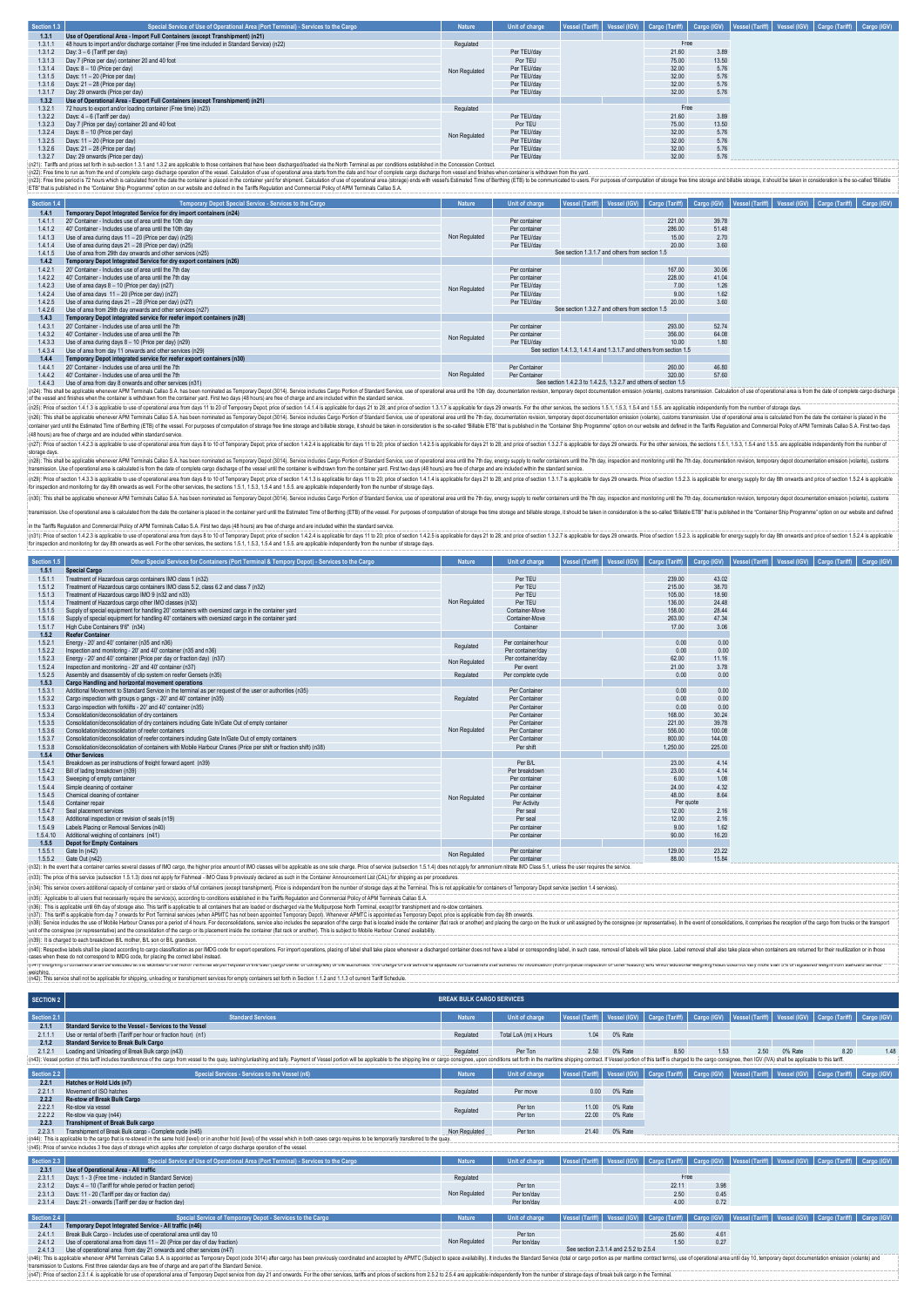| Section 1.3 | Special Service of Use of Operational Area (Port Terminal) - Services to the Cargo | Nature | Unit of charge | Vessel (Tariff) | Vessel (IGV) | Cargo (Tariff) | Cargo (IGV) | Vessel (Tariff) | Vessel (IGV) | Cargo (Tariff) | Cargo (IGV) |
|---|---|---|---|---|---|---|---|---|---|---|---|
| 1.3.1 | Use of Operational Area - Import Full Containers (except Transhipment) (n21) | | | | | | | | | | |
| 1.3.1.1 | 48 hours to import and/or discharge container (Free time included in Standard Service) (n22) | Regulated | | | | Free | | | | | |
| 1.3.1.2 | Day: 3 – 6 (Tariff per day) | Non Regulated | Per TEU/day | | | 21.60 | 3.89 | | | | |
| 1.3.1.3 | Day 7 (Price per day) container 20 and 40 foot | | Por TEU | | | 75.00 | 13.50 | | | | |
| 1.3.1.4 | Days: 8 – 10 (Price per day) | | Per TEU/day | | | 32.00 | 5.76 | | | | |
| 1.3.1.5 | Days: 11 – 20 (Price per day) | | Per TEU/day | | | 32.00 | 5.76 | | | | |
| 1.3.1.6 | Days: 21 – 28 (Price per day) | | Per TEU/day | | | 32.00 | 5.76 | | | | |
| 1.3.1.7 | Day: 29 onwards (Price per day) | | Per TEU/day | | | 32.00 | 5.76 | | | | |
| 1.3.2 | Use of Operational Area - Export Full Containers (except Transhipment) (n21) | | | | | | | | | | |
| 1.3.2.1 | 72 hours to export and/or loading container (Free time) (n23) | Regulated | | | | Free | | | | | |
| 1.3.2.2 | Days: 4 – 6 (Tariff per day) | Non Regulated | Per TEU/day | | | 21.60 | 3.89 | | | | |
| 1.3.2.3 | Day 7 (Price per day) container 20 and 40 foot | | Por TEU | | | 75.00 | 13.50 | | | | |
| 1.3.2.4 | Days: 8 – 10 (Price per day) | | Per TEU/day | | | 32.00 | 5.76 | | | | |
| 1.3.2.5 | Days: 11 – 20 (Price per day) | | Per TEU/day | | | 32.00 | 5.76 | | | | |
| 1.3.2.6 | Days: 21 – 28 (Price per day) | | Per TEU/day | | | 32.00 | 5.76 | | | | |
| 1.3.2.7 | Day: 29 onwards (Price per day) | | Per TEU/day | | | 32.00 | 5.76 | | | | |

(n21): Tariffs and prices set forth in sub-section 1.3.1 and 1.3.2 are applicable to those containers that have been discharged/loaded via the North Terminal as per conditions established in the Concession Contract.

(n22): Free time to run as from the end of complete cargo discharge operation of the vessel. Calculation of use of operational area starts from the date and hour of complete cargo discharge from vessel and finishes when container is withdrawn from the yard.

(n23): Free time period is 72 hours which is calculated from the date the container is placed in the container yard for shipment. Calculation of use of operational area (storage) ends with vessel's Estimated Time of Berthing (ETB) to be communicated to users. For purposes of computation of storage free time storage and billable storage, it should be taken in consideration is the so-called "Billable ETB" that is published in the "Container Ship Programme" option on our website and defined in the Tariffs Regulation and Commercial Policy of APM Terminals Callao S.A.

| Section 1.4 | Temporary Depot Special Service - Services to the Cargo | Nature | Unit of charge | Vessel (Tariff) | Vessel (IGV) | Cargo (Tariff) | Cargo (IGV) | Vessel (Tariff) | Vessel (IGV) | Cargo (Tariff) | Cargo (IGV) |
|---|---|---|---|---|---|---|---|---|---|---|---|
| 1.4.1 | Temporary Depot Integrated Service for dry import containers (n24) | | | | | | | | | | |
| 1.4.1.1 | 20' Container - Includes use of area until the 10th day | Non Regulated | Per container | | | 221.00 | 39.78 | | | | |
| 1.4.1.2 | 40' Container - Includes use of area until the 10th day | | Per container | | | 286.00 | 51.48 | | | | |
| 1.4.1.3 | Use of area during days 11 – 20 (Price per day) (n25) | | Per TEU/day | | | 15.00 | 2.70 | | | | |
| 1.4.1.4 | Use of area during days 21 – 28 (Price per day) (n25) | | Per TEU/day | | | 20.00 | 3.60 | | | | |
| 1.4.1.5 | Use of area from 29th day onwards and other services (n25) | | | See section 1.3.1.7 and others from section 1.5 | | | | | | | |
| 1.4.2 | Temporary Depot Integrated Service for dry export containers (n26) | | | | | | | | | | |
| 1.4.2.1 | 20' Container - Includes use of area until the 7th day | Non Regulated | Per container | | | 167.00 | 30.06 | | | | |
| 1.4.2.2 | 40' Container - Includes use of area until the 7th day | | Per container | | | 228.00 | 41.04 | | | | |
| 1.4.2.3 | Use of area days 8 – 10 (Price per day) (n27) | | Per TEU/day | | | 7.00 | 1.26 | | | | |
| 1.4.2.4 | Use of area days 11 – 20 (Price per day) (n27) | | Per TEU/day | | | 9.00 | 1.62 | | | | |
| 1.4.2.5 | Use of area during days 21 – 28 (Price per day) (n27) | | Per TEU/day | | | 20.00 | 3.60 | | | | |
| 1.4.2.6 | Use of area from 29th day onwards and other services (n27) | | | See section 1.3.2.7 and others from section 1.5 | | | | | | | |
| 1.4.3 | Temporary Depot integrated service for reefer import containers (n28) | | | | | | | | | | |
| 1.4.3.1 | 20' Container - Includes use of area until the 7th | Non Regulated | Per container | | | 293.00 | 52.74 | | | | |
| 1.4.3.2 | 40' Container - Includes use of area until the 7th | | Per container | | | 356.00 | 64.08 | | | | |
| 1.4.3.3 | Use of area during days 8 – 10 (Price per day) (n29) | | Per TEU/day | | | 10.00 | 1.80 | | | | |
| 1.4.3.4 | Use of area from day 11 onwards and other services (n29) | | | See section 1.4.1.3, 1.4.1.4 and 1.3.1.7 and others from section 1.5 | | | | | | | |
| 1.4.4 | Temporary Depot integrated service for reefer export containers (n30) | | | | | | | | | | |
| 1.4.4.1 | 20' Container - Includes use of area until the 7th | Non Regulated | Per Container | | | 260.00 | 46.80 | | | | |
| 1.4.4.2 | 40' Container - Includes use of area until the 7th | | Per Container | | | 320.00 | 57.60 | | | | |
| 1.4.4.3 | Use of area from day 8 onwards and other services (n31) | | | See section 1.4.2.3 to 1.4.2.5, 1.3.2.7 and others of section 1.5 | | | | | | | |

(n24): This shall be applicable whenever APM Terminals Callao S.A. has been nominated as Temporary Depot (3014). Service includes Cargo Portion of Standard Service, use of operational area until the 10th day, documentation revision, temporary depot documentation emission (volante), customs transmission. Calculation of use of operational area is from the date of complete cargo discharge of the vessel and finishes when the container is withdrawn from the container yard. First two days (48 hours) are free of charge and are included within the standard service.

(n25): Price of section 1.4.1.3 is applicable to use of operational area from days 11 to 20 of Temporary Depot; price of section 1.4.1.4 is applicable for days 21 to 28; and price of section 1.3.1.7 is applicable for days 29 onwards. For the other services, the sections 1.5.1, 1.5.3, 1.5.4 and 1.5.5. are applicable independently from the number of storage days.

(n26): This shall be applicable whenever APM Terminals Callao S.A. has been nominated as Temporary Depot (3014). Service includes Cargo Portion of Standard Service, use of operational area until the 7th day, documentation revision, temporary depot documentation emission (volante), customs transmission. Use of operational area is calculated from the date the container is placed in the container yard until the Estimated Time of Berthing (ETB) of the vessel. For purposes of computation of storage free time storage and billable storage, it should be taken in consideration is the so-called "Billable ETB" that is published in the "Container Ship Programme" option on our website and defined in the Tariffs Regulation and Commercial Policy of APM Terminals Callao S.A. First two days (48 hours) are free of charge and are included within standard service.

(n27): Price of section 1.4.2.3 is applicable to use of operational area from days 8 to 10 of Temporary Depot; price of section 1.4.2.4 is applicable for days 11 to 20; price of section 1.4.2.5 is applicable for days 21 to 28; and price of section 1.3.2.7 is applicable for days 29 onwards. For the other services, the sections 1.5.1, 1.5.3, 1.5.4 and 1.5.5. are applicable independently from the number of storage days.

(n28): This shall be applicable whenever APM Terminals Callao S.A. has been nominated as Temporary Depot (3014). Service includes Cargo Portion of Standard Service, use of operational area until the 7th day, energy supply to reefer containers until the 7th day, inspection and monitoring until the 7th day, documentation revision, temporary depot documentation emission (volante), customs transmission. Use of operational area is calculated from the date of complete cargo discharge of the vessel until the container is withdrawn from the container yard. First two days (48 hours) are free of charge and are included within the standard service.

(n29): Price of section 1.4.3.3 is applicable to use of operational area from days 8 to 10 of Temporary Depot; price of section 1.4.1.3 is applicable for days 11 to 20; price of section 1.4.1.4 is applicable for days 21 to 28; and price of section 1.3.1.7 is applicable for days 29 onwards. Price of section 1.5.2.3. is applicable for energy supply for day 8th onwards and price of section 1.5.2.4 is applicable for inspection and monitoring for day 8th onwards as well. For the other services, the sections 1.5.1, 1.5.3, 1.5.4 and 1.5.5. are applicable independently from the number of storage days.

(n30): This shall be applicable whenever APM Terminals Callao S.A. has been nominated as Temporary Depot (3014). Service includes Cargo Portion of Standard Service, use of operational area until the 7th day, energy supply to reefer containers until the 7th day, inspection and monitoring until the 7th day, documentation revision, temporary depot documentation emission (volante), customs transmission. Use of operational area is calculated from the date the container is placed in the container yard until the Estimated Time of Berthing (ETB) of the vessel. For purposes of computation of storage free time storage and billable storage, it should be taken in consideration is the so-called "Billable ETB" that is published in the "Container Ship Programme" option on our website and defined in the Tariffs Regulation and Commercial Policy of APM Terminals Callao S.A. First two days (48 hours) are free of charge and are included within the standard service.

(n31): Price of section 1.4.2.3 is applicable to use of operational area from days 8 to 10 of Temporary Depot; price of section 1.4.2.4 is applicable for days 11 to 20; price of section 1.4.2.5 is applicable for days 21 to 28; and price of section 1.3.2.7 is applicable for days 29 onwards. Price of section 1.5.2.3. is applicable for energy supply for day 8th onwards and price of section 1.5.2.4 is applicable for inspection and monitoring for day 8th onwards as well. For the other services, the sections 1.5.1, 1.5.3, 1.5.4 and 1.5.5. are applicable independently from the number of storage days.

| Section 1.5 | Other Special Services for Containers (Port Terminal & Tempory Depot) - Services to the Cargo | Nature | Unit of charge | Vessel (Tariff) | Vessel (IGV) | Cargo (Tariff) | Cargo (IGV) | Vessel (Tariff) | Vessel (IGV) | Cargo (Tariff) | Cargo (IGV) |
|---|---|---|---|---|---|---|---|---|---|---|---|
| 1.5.1 | Special Cargo | | | | | | | | | | |
| 1.5.1.1 | Treatment of Hazardous cargo containers IMO class 1 (n32) | Non Regulated | Per TEU | | | 239.00 | 43.02 | | | | |
| 1.5.1.2 | Treatment of Hazardous cargo containers IMO class 5.2, class 6.2 and class 7 (n32) | | Per TEU | | | 215.00 | 38.70 | | | | |
| 1.5.1.3 | Treatment of Hazardous cargo IMO 9 (n32 and n33) | | Per TEU | | | 105.00 | 18.90 | | | | |
| 1.5.1.4 | Treatment of Hazardous cargo other IMO classes (n32) | | Per TEU | | | 136.00 | 24.48 | | | | |
| 1.5.1.5 | Supply of special equipment for handling 20' containers with oversized cargo in the container yard | | Container-Move | | | 158.00 | 28.44 | | | | |
| 1.5.1.6 | Supply of special equipment for handling 40' containers with oversized cargo in the container yard | | Container-Move | | | 263.00 | 47.34 | | | | |
| 1.5.1.7 | High Cube Containers 9'6" (n34) | | Container | | | 17.00 | 3.06 | | | | |
| 1.5.2 | Reefer Container | | | | | | | | | | |
| 1.5.2.1 | Energy - 20' and 40' container (n35 and n36) | Regulated | Per container/hour | | | 0.00 | 0.00 | | | | |
| 1.5.2.2 | Inspection and monitoring - 20' and 40' container (n35 and n36) | | Per container/day | | | 0.00 | 0.00 | | | | |
| 1.5.2.3 | Energy - 20' and 40' container (Price per day or fraction day) (n37) | Non Regulated | Per container/day | | | 62.00 | 11.16 | | | | |
| 1.5.2.4 | Inspection and monitoring - 20' and 40' container (n37) | | Per event | | | 21.00 | 3.78 | | | | |
| 1.5.2.5 | Assembly and disassembly of clip system on reefer Gensets (n35) | Regulated | Per complete cycle | | | 0.00 | 0.00 | | | | |
| 1.5.3 | Cargo Handling and horizontal movement operations | | | | | | | | | | |
| 1.5.3.1 | Additional Movement to Standard Service in the terminal as per request of the user or authorities (n35) | Regulated | Per Container | | | 0.00 | 0.00 | | | | |
| 1.5.3.2 | Cargo inspection with groups o gangs - 20' and 40' container (n35) | | Per Container | | | 0.00 | 0.00 | | | | |
| 1.5.3.3 | Cargo inspection with forklifts - 20' and 40' container (n35) | | Per Container | | | 0.00 | 0.00 | | | | |
| 1.5.3.4 | Consolidation/deconsolidation of dry containers | Non Regulated | Per Container | | | 168.00 | 30.24 | | | | |
| 1.5.3.5 | Consolidation/deconsolidation of dry containers including Gate In/Gate Out of empty container | | Per Container | | | 221.00 | 39.78 | | | | |
| 1.5.3.6 | Consolidation/deconsolidation of reefer containers | | Per Container | | | 556.00 | 100.08 | | | | |
| 1.5.3.7 | Consolidation/deconsolidation of reefer containers including Gate In/Gate Out of empty containers | | Per Container | | | 800.00 | 144.00 | | | | |
| 1.5.3.8 | Consolidation/deconsolidation of containers with Mobile Harbour Cranes (Price per shift or fraction shift) (n38) | | Per shift | | | 1,250.00 | 225.00 | | | | |
| 1.5.4 | Other Services | | | | | | | | | | |
| 1.5.4.1 | Breakdown as per instructions of freight forward agent (n39) | Non Regulated | Per B/L | | | 23.00 | 4.14 | | | | |
| 1.5.4.2 | Bill of lading breakdown (n39) | | Per breakdown | | | 23.00 | 4.14 | | | | |
| 1.5.4.3 | Sweeping of empty container | | Per container | | | 6.00 | 1.08 | | | | |
| 1.5.4.4 | Simple cleaning of container | | Per container | | | 24.00 | 4.32 | | | | |
| 1.5.4.5 | Chemical cleaning of container | | Per container | | | 48.00 | 8.64 | | | | |
| 1.5.4.6 | Container repair | | Per Activity | | | Per quote | | | | | |
| 1.5.4.7 | Seal placement services | | Per seal | | | 12.00 | 2.16 | | | | |
| 1.5.4.8 | Additional inspection or revision of seals (n19) | | Per seal | | | 12.00 | 2.16 | | | | |
| 1.5.4.9 | Labels Placing or Removal Services (n40) | | Per container | | | 9.00 | 1.62 | | | | |
| 1.5.4.10 | Additional weighing of containers (n41) | | Per container | | | 90.00 | 16.20 | | | | |
| 1.5.5 | Depot for Empty Containers | | | | | | | | | | |
| 1.5.5.1 | Gate In (n42) | Non Regulated | Per container | | | 129.00 | 23.22 | | | | |
| 1.5.5.2 | Gate Out (n42) | | Per container | | | 88.00 | 15.84 | | | | |

(n32): In the event that a container carries several classes of IMO cargo, the higher price amount of IMO classes will be applicable as one sole charge. Price of service (subsection 1.5.1.4) does not apply for ammonium nitrate IMO Class 5.1, unless the user requires the service.

(n33): The price of this service (subsection 1.5.1.3) does not apply for Fishmeal - IMO Class 9 previously declared as such in the Container Announcement List (CAL) for shipping as per procedures.

(n34): This service covers additional capacity of container yard or stacks of full containers (except transhipment). Price is independent from the number of storage days at the Terminal. This is not applicable for containers of Temporary Depot service (section 1.4 services).

(n35): Applicable to all users that necessarily require the service(s), according to conditions established in the Tariffs Regulation and Commercial Policy of APM Terminals Callao S.A.

(n36): This is applicable until 6th day of storage also. This tariff is applicable to all containers that are loaded or discharged via the Multipurpose North Terminal, except for transhipment and re-stow containers.

(n37): This tariff is applicable from day 7 onwards for Port Terminal services (when APMTC has not been appointed Temporary Depot). Whenever APMTC is appointed as Temporary Depot, price is applicable from day 8th onwards.

(n38): Service includes the use of Mobile Harbour Cranes por a period of 4 hours. For deconsolidations, service also includes the separation of the cargo that is located inside the container (flat rack or another) and placing the cargo on the truck or unit assigned by the consignee (or representative). In the event of consolidations, it comprises the reception of the cargo from trucks or the transport unit of the consignee (or representative) and the consolidation of the cargo or its placement inside the container (flat rack or another). This is subject to Mobile Harbour Cranes' availability.

(n39): It is charged to each breakdown B/L mother, B/L son or B/L grandson.

(n40): Respective labels shall be placed according to cargo classification as per IMDG code for export operations. For import operations, placing of label shall take place whenever a discharged container does not have a label or corresponding label, in such case, removal of labels will take place. Label removal shall also take place when containers are returned for their reutilization or in those cases when these do not correspond to IMDG code, for placing the correct label instead.

(n41): Weighing of containers shall be executed at the facilities of the North Terminal as per request of the user (cargo owner or consignee) or the authorities. The charge of this service is applicable for containers that ascertained no modification (from physical inspection or other reason), and which additional weighing result does not vary more than 5% of registered weight from standard service weighing.

(n42): This service shall not be applicable for shipping, unloading or transhipment services for empty containers set forth in Section 1.1.2 and 1.1.3 of current Tariff Schedule.

## SECTION 2 — BREAK BULK CARGO SERVICES

| Section 2.1 | Standard Services | Nature | Unit of charge | Vessel (Tariff) | Vessel (IGV) | Cargo (Tariff) | Cargo (IGV) | Vessel (Tariff) | Vessel (IGV) | Cargo (Tariff) | Cargo (IGV) |
|---|---|---|---|---|---|---|---|---|---|---|---|
| 2.1.1 | Standard Service to the Vessel - Services to the Vessel | | | | | | | | | | |
| 2.1.1.1 | Use or rental of berth (Tariff per hour or fraction hour) (n1) | Regulated | Total LoA (m) x Hours | 1.04 | 0% Rate | | | | | | |
| 2.1.2 | Standard Service to Break Bulk Cargo | | | | | | | | | | |
| 2.1.2.1 | Loading and Unloading of Break Bulk cargo (n43) | Regulated | Per Ton | 2.50 | 0% Rate | 8.50 | 1.53 | 2.50 | 0% Rate | 8.20 | 1.48 |

(n43): Vessel portion of this tariff includes transference of the cargo from vessel to the quay, lashing/unlashing and tally. Payment of Vessel portion will be applicable to the shipping line or cargo consignee, upon conditions set forth in the maritime shipping contract. If Vessel portion of this tariff is charged to the cargo consignee, then IGV (IVA) shall be applicable to this tariff.

| Section 2.2 | Special Services - Services to the Vessel (n6) | Nature | Unit of charge | Vessel (Tariff) | Vessel (IGV) | Cargo (Tariff) | Cargo (IGV) | Vessel (Tariff) | Vessel (IGV) | Cargo (Tariff) | Cargo (IGV) |
|---|---|---|---|---|---|---|---|---|---|---|---|
| 2.2.1 | Hatches or Hold Lids (n7) | | | | | | | | | | |
| 2.2.1.1 | Movement of ISO hatches | Regulated | Per move | 0.00 | 0% Rate | | | | | | |
| 2.2.2 | Re-stow of Break Bulk Cargo | | | | | | | | | | |
| 2.2.2.1 | Re-stow via vessel | Regulated | Per ton | 11.00 | 0% Rate | | | | | | |
| 2.2.2.2 | Re-stow via quay (n44) | | Per ton | 22.00 | 0% Rate | | | | | | |
| 2.2.3 | Transhipment of Break Bulk cargo | | | | | | | | | | |
| 2.2.3.1 | Transhipment of Break Bulk cargo - Complete cycle (n45) | Non Regulated | Per ton | 21.40 | 0% Rate | | | | | | |

(n44): This is applicable to the cargo that is re-stowed in the same hold (level) or in another hold (level) of the vessel which in both cases cargo requires to be temporarily transferred to the quay.

(n45): Price of service includes 3 free days of storage which applies after completion of cargo discharge operation of the vessel.

| Section 2.3 | Special Service of Use of Operational Area (Port Terminal) - Services to the Cargo | Nature | Unit of charge | Vessel (Tariff) | Vessel (IGV) | Cargo (Tariff) | Cargo (IGV) | Vessel (Tariff) | Vessel (IGV) | Cargo (Tariff) | Cargo (IGV) |
|---|---|---|---|---|---|---|---|---|---|---|---|
| 2.3.1 | Use of Operational Area - All traffic | | | | | | | | | | |
| 2.3.1.1 | Days: 1 - 3 (Free time - included in Standard Service) | Regulated | | | | Free | | | | | |
| 2.3.1.2 | Days: 4 – 10 (Tariff for whole period or fraction period) | Non Regulated | Per ton | | | 22.11 | 3.98 | | | | |
| 2.3.1.3 | Days: 11 - 20 (Tariff per day or fraction day) | | Per ton/day | | | 2.50 | 0.45 | | | | |
| 2.3.1.4 | Days: 21 - onwards (Tariff per day or fraction day) | | Per ton/day | | | 4.00 | 0.72 | | | | |

| Section 2.4 | Special Service of Temporary Depot - Services to the Cargo | Nature | Unit of charge | Vessel (Tariff) | Vessel (IGV) | Cargo (Tariff) | Cargo (IGV) | Vessel (Tariff) | Vessel (IGV) | Cargo (Tariff) | Cargo (IGV) |
|---|---|---|---|---|---|---|---|---|---|---|---|
| 2.4.1 | Temporary Depot Integrated Service - All traffic (n46) | | | | | | | | | | |
| 2.4.1.1 | Break Bulk Cargo - Includes use of operational area until day 10 | Non Regulated | Per ton | | | 25.60 | 4.61 | | | | |
| 2.4.1.2 | Use of operational area from days 11 – 20 (Price per day of day fraction) | | Per ton/day | | | 1.50 | 0.27 | | | | |
| 2.4.1.3 | Use of operational area from day 21 onwards and other services (n47) | | | See section 2.3.1.4 and 2.5.2 to 2.5.4 | | | | | | | |

(n46): This is applicable whenever APM Terminals Callao S.A. is appointed as Temporary Depot (code 3014) after cargo has been previously coordinated and accepted by APMTC (Subject to space availability). It includes the Standard Service (total or cargo portion as per maritime contract terms), use of operational area until day 10, temporary depot documentation emission (volante) and transmission to Customs. First three calendar days are free of charge and are part of the Standard Service.

(n47): Price of section 2.3.1.4. is applicable for use of operational area of Temporary Depot service from day 21 and onwards. For the other services, tariffs and prices of sections from 2.5.2 to 2.5.4 are applicable independently from the number of storage days of break bulk cargo in the Terminal.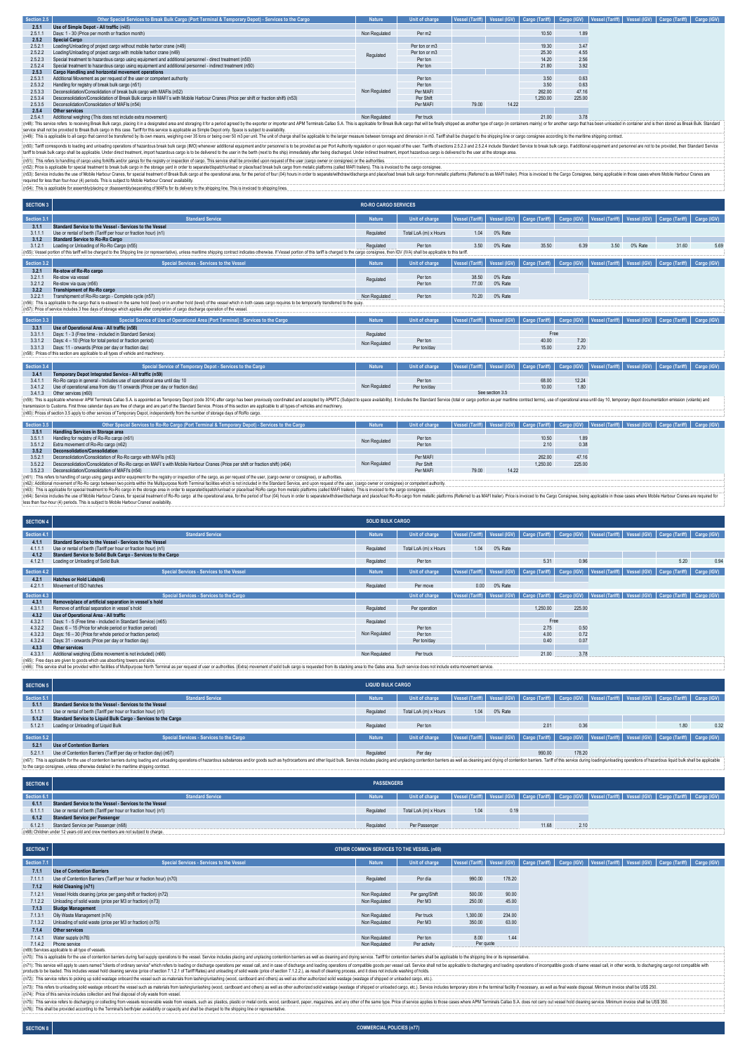| Section 2.5 | Other Special Services to Break Bulk Cargo (Port Terminal & Temporary Depot) - Services to the Cargo | Nature | Unit of charge | Vessel (Tariff) | Vessel (IGV) | Cargo (Tariff) | Cargo (IGV) | Vessel (Tariff) | Vessel (IGV) | Cargo (Tariff) | Cargo (IGV) |
|---|---|---|---|---|---|---|---|---|---|---|---|
| 2.5.1 | Use of Simple Depot - All traffic (n48) | | | | | | | | | | |
| 2.5.1.1 | Days: 1 - 30 (Price per month or fraction month) | Non Regulated | Per m2 | | | 10.50 | 1.89 | | | | |
| 2.5.2 | Special Cargo | | | | | | | | | | |
| 2.5.2.1 | Loading/Unloading of project cargo without mobile harbor crane (n49) | Regulated | Per ton or m3 | | | 19.30 | 3.47 | | | | |
| 2.5.2.2 | Loading/Unloading of project cargo with mobile harbor crane (n49) | Regulated | Per ton or m3 | | | 25.30 | 4.55 | | | | |
| 2.5.2.3 | Special treatment to hazardous cargo using equipment and additional personnel - direct treatment (n50) | Regulated | Per ton | | | 14.20 | 2.56 | | | | |
| 2.5.2.4 | Special treatment to hazardous cargo using equipment and additional personnel - indirect treatment (n50) | Regulated | Per ton | | | 21.80 | 3.92 | | | | |
| 2.5.3 | Cargo Handling and horizontal movement operations | | | | | | | | | | |
| 2.5.3.1 | Additional Movement as per request of the user or competent authority | Non Regulated | Per ton | | | 3.50 | 0.63 | | | | |
| 2.5.3.2 | Handling for registry of break bulk cargo (n51) | Non Regulated | Per ton | | | 3.50 | 0.63 | | | | |
| 2.5.3.3 | Deconsolidation/Consolidation of break bulk cargo with MAFIs (n52) | Non Regulated | Per MAFI | | | 262.00 | 47.16 | | | | |
| 2.5.3.4 | Desconsolidation/Consolidation of Break Bulk cargo in MAFI´s with Mobile Harbour Cranes (Price per shift or fraction shift) (n53) | Non Regulated | Per Shift | | | 1,250.00 | 225.00 | | | | |
| 2.5.3.5 | Deconsolidation/Consolidation of MAFIs (n54) | Non Regulated | Per MAFI | 79.00 | 14.22 | | | | | | |
| 2.5.4 | Other services | | | | | | | | | | |
| 2.5.4.1 | Additional weighing (This does not include extra movement) | Non Regulated | Per truck | | | 21.00 | 3.78 | | | | |

(n48): This service refers to receiving Break Bulk cargo, placing it in a designated area and storaging it for a period agreed by the exporter or importer and APM Terminals Callao S.A. This is applicable for Break Bulk cargo that will be finally shipped as another type of cargo (in containers mainly) or for another cargo that has been unloaded in container and is then stored as Break Bulk. Standard service shall not be provided to Break Bulk cargo in this case. Tariff for this service is applicable as Simple Depot only. Space is subject to availability.
(n49): This is applicable to all cargo that cannot be transferred by its own means, weighing over 35 tons or being over 50 m3 per unit. The unit of charge shall be applicable to the larger measure between tonnage and dimension in m3. Tariff shall be charged to the shipping line or cargo consignee according to the maritime shipping contract.
(n50): Tariff corresponds to loading and unloading operations of hazardous break bulk cargo (IMO) whenever additional equipment and/or personnel is to be provided as per Port Authority regulation or upon request of the user. Tariffs of sections 2.5.2.3 and 2.5.2.4 include Standard Service to break bulk cargo. If additional equipment and personnel are not to be provided, then Standard Service tariff to break bulk cargo shall be applicable. Under direct treatment, import hazardous cargo is to be delivered to the user in the berth (next to the ship) immediately after being discharged. Under indirect treatment, import hazardous cargo is delivered to the user at the storage area.
(n51): This refers to handling of cargo using forklifts and/or gangs for the registry or inspection of cargo. This service shall be provided upon request of the user (cargo owner or consignee) or the authorities.
(n52): Price is applicable for special treatment to break bulk cargo in the storage yard in order to separate/dispatch/unload or place/load break bulk cargo from metallic platforms (called MAFI trailers). This is invoiced to the cargo consignee.
(n53): Service includes the use of Mobile Harbour Cranes, for special treatment of Break Bulk cargo at the operational area, for the period of four (04) hours in order to separate/withdraw/discharge and place/load break bulk cargo from metallic platforms (Referred to as MAFI trailer). Price is invoiced to the Cargo Consignee, being applicable in those cases where Mobile Harbour Cranes are required for less than four-hour (4) periods. This is subject to Mobile Harbour Cranes' availability.
(n54): This is applicable for assembly/placing or disassembly/separating of MAFIs for its delivery to the shipping line. This is invoiced to shipping lines.

## SECTION 3 — RO-RO CARGO SERVICES

| Section 3.1 | Standard Service | Nature | Unit of charge | Vessel (Tariff) | Vessel (IGV) | Cargo (Tariff) | Cargo (IGV) | Vessel (Tariff) | Vessel (IGV) | Cargo (Tariff) | Cargo (IGV) |
|---|---|---|---|---|---|---|---|---|---|---|---|
| 3.1.1 | Standard Service to the Vessel - Services to the Vessel | | | | | | | | | | |
| 3.1.1.1 | Use or rental of berth (Tariff per hour or fraction hour) (n1) | Regulated | Total LoA (m) x Hours | 1.04 | 0% Rate | | | | | | |
| 3.1.2 | Standard Service to Ro-Ro Cargo | | | | | | | | | | |
| 3.1.2.1 | Loading or Unloading of Ro-Ro Cargo (n55) | Regulated | Per ton | 3.50 | 0% Rate | 35.50 | 6.39 | 3.50 | 0% Rate | 31.60 | 5.69 |

(n55): Vessel portion of this tariff will be charged to the Shipping line (or representative), unless maritime shipping contract indicates otherwise. If Vessel portion of this tariff is charged to the cargo consignee, then IGV (VAT) shall be applicable to this tariff.

| Section 3.2 | Special Services - Services to the Vessel | Nature | Unit of charge | Vessel (Tariff) | Vessel (IGV) | Cargo (Tariff) | Cargo (IGV) | Vessel (Tariff) | Vessel (IGV) | Cargo (Tariff) | Cargo (IGV) |
|---|---|---|---|---|---|---|---|---|---|---|---|
| 3.2.1 | Re-stow of Ro-Ro cargo | | | | | | | | | | |
| 3.2.1.1 | Re-stow via vessel | Regulated | Per ton | 38.50 | 0% Rate | | | | | | |
| 3.2.1.2 | Re-stow via quay (n56) | Regulated | Per ton | 77.00 | 0% Rate | | | | | | |
| 3.2.2 | Transhipment of Ro-Ro cargo | | | | | | | | | | |
| 3.2.2.1 | Transhipment of Ro-Ro cargo - Complete cycle (n57) | Non Regulated | Per ton | 70.20 | 0% Rate | | | | | | |

(n56): This is applicable to the cargo that is re-stowed in the same hold (level) or in another hold (level) of the vessel which in both cases cargo requires to be temporally transferred to the quay.
(n57): Price of service includes 3 free days of storage which applies after completion of cargo discharge operation of the vessel.

| Section 3.3 | Special Service of Use of Operational Area (Port Terminal) - Services to the Cargo | Nature | Unit of charge | Vessel (Tariff) | Vessel (IGV) | Cargo (Tariff) | Cargo (IGV) | Vessel (Tariff) | Vessel (IGV) | Cargo (Tariff) | Cargo (IGV) |
|---|---|---|---|---|---|---|---|---|---|---|---|
| 3.3.1 | Use of Operational Area - All traffic (n58) | | | | | | | | | | |
| 3.3.1.1 | Days: 1 - 3 (Free time - included in Standard Service) | Regulated | | | | Free | | | | | |
| 3.3.1.2 | Days: 4 – 10 (Price for total period or fraction period) | Non Regulated | Per ton | | | 40.00 | 7.20 | | | | |
| 3.3.1.3 | Days: 11 - onwards (Price per day or fraction day) | Non Regulated | Per ton/day | | | 15.00 | 2.70 | | | | |

(n58): Prices of this section are applicable to all types of vehicle and machinery.

| Section 3.4 | Special Service of Temporary Depot - Services to the Cargo | Nature | Unit of charge | Vessel (Tariff) | Vessel (IGV) | Cargo (Tariff) | Cargo (IGV) | Vessel (Tariff) | Vessel (IGV) | Cargo (Tariff) | Cargo (IGV) |
|---|---|---|---|---|---|---|---|---|---|---|---|
| 3.4.1 | Temporary Depot Integrated Service - All traffic (n59) | | | | | | | | | | |
| 3.4.1.1 | Ro-Ro cargo in general - Includes use of operational area until day 10 | Non Regulated | Per ton | | | 68.00 | 12.24 | | | | |
| 3.4.1.2 | Use of operational area from day 11 onwards (Price per day or fraction day) | Non Regulated | Per ton/day | | | 10.00 | 1.80 | | | | |
| 3.4.1.3 | Other services (n60) | | | See section 3.5 | | | | | | | |

(n59): This is applicable whenever APM Terminals Callao S.A. is appointed as Temporary Depot (code 3014) after cargo has been previously coordinated and accepted by APMTC (Subject to space availability). It includes the Standard Service (total or cargo portion as per maritime contract terms), use of operational area until day 10, temporary depot documentation emission (volante) and transmission to Customs. First three calendar days are free of charge and are part of the Standard Service. Prices of this section are applicable to all types of vehicles and machinery.
(n60): Prices of section 3.5 apply to other services of Temporary Depot, independently from the number of storage days of RoRo cargo.

| Section 3.5 | Other Special Services to Ro-Ro Cargo (Port Terminal & Temporary Depot) - Services to the Cargo | Nature | Unit of charge | Vessel (Tariff) | Vessel (IGV) | Cargo (Tariff) | Cargo (IGV) | Vessel (Tariff) | Vessel (IGV) | Cargo (Tariff) | Cargo (IGV) |
|---|---|---|---|---|---|---|---|---|---|---|---|
| 3.5.1 | Handling Services in Storage area | | | | | | | | | | |
| 3.5.1.1 | Handling for registry of Ro-Ro cargo (n61) | Non Regulated | Per ton | | | 10.50 | 1.89 | | | | |
| 3.5.1.2 | Extra movement of Ro-Ro cargo (n62) | Non Regulated | Per ton | | | 2.10 | 0.38 | | | | |
| 3.5.2 | Deconsolidation/Consolidation | | | | | | | | | | |
| 3.5.2.1 | Deconsolidation/Consolidation of Ro-Ro cargo with MAFIs (n63) | Non Regulated | Per MAFI | | | 262.00 | 47.16 | | | | |
| 3.5.2.2 | Desconsolidation/Consolidation of Ro-Ro cargo en MAFI´s with Mobile Harbour Cranes (Price per shift or fraction shift) (n64) | Non Regulated | Per Shift | | | 1,250.00 | 225.00 | | | | |
| 3.5.2.3 | Deconsolidation/Consolidation of MAFIs (n54) | Non Regulated | Per MAFI | 79.00 | 14.22 | | | | | | |

(n61): This refers to handling of cargo using gangs and/or equipment for the registry or inspection of the cargo, as per request of the user, (cargo owner or consignee), or authorities.
(n62): Additional movement of Ro-Ro cargo between two points within the Multipurpose North Terminal facilities which is not included in the Standard Service, and upon request of the user, (cargo owner or consignee) or competent authority.
(n63): This is applicable for special treatment to Ro-Ro cargo in the storage area in order to separate/dispatch/unload or place/load RoRo cargo from metallic platforms (called MAFI trailers). This is invoiced to the cargo consignee.
(n64): Service includes the use of Mobile Harbour Cranes, for special treatment of Ro-Ro cargo at the operational area, for the period of four (04) hours in order to separate/withdraw/discharge and place/load Ro-Ro cargo from metallic platforms (Referred to as MAFI trailer). Price is invoiced to the Cargo Consignee, being applicable in those cases where Mobile Harbour Cranes are required for less than four-hour (4) periods. This is subject to Mobile Harbour Cranes' availability.

## SECTION 4 — SOLID BULK CARGO

| Section 4.1 | Standard Service | Nature | Unit of charge | Vessel (Tariff) | Vessel (IGV) | Cargo (Tariff) | Cargo (IGV) | Vessel (Tariff) | Vessel (IGV) | Cargo (Tariff) | Cargo (IGV) |
|---|---|---|---|---|---|---|---|---|---|---|---|
| 4.1.1 | Standard Service to the Vessel - Services to the Vessel | | | | | | | | | | |
| 4.1.1.1 | Use or rental of berth (Tariff per hour or fraction hour) (n1) | Regulated | Total LoA (m) x Hours | 1.04 | 0% Rate | | | | | | |
| 4.1.2 | Standard Service to Solid Bulk Cargo - Services to the Cargo | | | | | | | | | | |
| 4.1.2.1 | Loading or Unloading of Solid Bulk | Regulated | Per ton | | | 5.31 | 0.96 | | | 5.20 | 0.94 |
| **Section 4.2** | **Special Services - Services to the Vessel** | **Nature** | **Unit of charge** | **Vessel (Tariff)** | **Vessel (IGV)** | **Cargo (Tariff)** | **Cargo (IGV)** | **Vessel (Tariff)** | **Vessel (IGV)** | **Cargo (Tariff)** | **Cargo (IGV)** |
| 4.2.1 | Hatches or Hold Lids(n6) | | | | | | | | | | |
| 4.2.1.1 | Movement of ISO hatches | Regulated | Per move | 0.00 | 0% Rate | | | | | | |
| **Section 4.3** | **Special Services - Services to the Cargo** | | **Unit of charge** | **Vessel (Tariff)** | **Vessel (IGV)** | **Cargo (Tariff)** | **Cargo (IGV)** | **Vessel (Tariff)** | **Vessel (IGV)** | **Cargo (Tariff)** | **Cargo (IGV)** |
| 4.3.1 | Remove/place of artificial separation in vessel´s hold | | | | | | | | | | |
| 4.3.1.1 | Remove of artificial separation in vessel´s hold | Regulated | Per operation | | | 1,250.00 | 225.00 | | | | |
| 4.3.2 | Use of Operational Area - All traffic | | | | | | | | | | |
| 4.3.2.1 | Days: 1 - 5 (Free time - included in Standard Service) (n65) | Regulated | | | | Free | | | | | |
| 4.3.2.2 | Days: 6 – 15 (Price for whole period or fraction period) | Non Regulated | Per ton | | | 2.75 | 0.50 | | | | |
| 4.3.2.3 | Days: 16 – 30 (Price for whole period or fraction period) | Non Regulated | Per ton | | | 4.00 | 0.72 | | | | |
| 4.3.2.4 | Days: 31 - onwards (Price per day or fraction day) | Non Regulated | Per ton/day | | | 0.40 | 0.07 | | | | |
| 4.3.3 | Other services | | | | | | | | | | |
| 4.3.3.1 | Additional weighing (Extra movement is not included) (n66) | Non Regulated | Per truck | | | 21.00 | 3.78 | | | | |

(n65): Free days are given to goods which use absorbing towers and silos.
(n66): This service shall be provided within facilities of Multipurpose North Terminal as per request of user or authorities. (Extra) movement of solid bulk cargo is requested from its stacking area to the Gates area. Such service does not include extra movement service.

## SECTION 5 — LIQUID BULK CARGO

| Section 5.1 | Standard Service | Nature | Unit of charge | Vessel (Tariff) | Vessel (IGV) | Cargo (Tariff) | Cargo (IGV) | Vessel (Tariff) | Vessel (IGV) | Cargo (Tariff) | Cargo (IGV) |
|---|---|---|---|---|---|---|---|---|---|---|---|
| 5.1.1 | Standard Service to the Vessel - Services to the Vessel | | | | | | | | | | |
| 5.1.1.1 | Use or rental of berth (Tariff per hour or fraction hour) (n1) | Regulated | Total LoA (m) x Hours | 1.04 | 0% Rate | | | | | | |
| 5.1.2 | Standard Service to Liquid Bulk Cargo - Services to the Cargo | | | | | | | | | | |
| 5.1.2.1 | Loading or Unloading of Liquid Bulk | Regulated | Per ton | | | 2.01 | 0.36 | | | 1.80 | 0.32 |
| **Section 5.2** | **Special Services - Services to the Cargo** | **Nature** | **Unit of charge** | **Vessel (Tariff)** | **Vessel (IGV)** | **Cargo (Tariff)** | **Cargo (IGV)** | **Vessel (Tariff)** | **Vessel (IGV)** | **Cargo (Tariff)** | **Cargo (IGV)** |
| 5.2.1 | Use of Contention Barriers | | | | | | | | | | |
| 5.2.1.1 | Use of Contention Barriers (Tariff per day or fraction day) (n67) | Regulated | Per day | | | 990.00 | 178.20 | | | | |

(n67): This is applicable for the use of contention barriers during loading and unloading operations of hazardous substances and/or goods such as hydrocarbons and other liquid bulk. Service includes placing and unplacing contention barriers as well as cleaning and drying of contention barriers. Tariff of this service during loading/unloading operations of hazardous liquid bulk shall be applicable to the cargo consignee, unless otherwise detailed in the maritime shipping contract.

## SECTION 6 — PASSENGERS

| Section 6.1 | Standard Service | Nature | Unit of charge | Vessel (Tariff) | Vessel (IGV) | Cargo (Tariff) | Cargo (IGV) | Vessel (Tariff) | Vessel (IGV) | Cargo (Tariff) | Cargo (IGV) |
|---|---|---|---|---|---|---|---|---|---|---|---|
| 6.1.1 | Standard Service to the Vessel - Services to the Vessel | | | | | | | | | | |
| 6.1.1.1 | Use or rental of berth (Tariff per hour or fraction hour) (n1) | Regulated | Total LoA (m) x Hours | 1.04 | 0.19 | | | | | | |
| 6.1.2 | Standard Service per Passenger | | | | | | | | | | |
| 6.1.2.1 | Standard Service per Passenger (n68) | Regulated | Per Passenger | | | 11.68 | 2.10 | | | | |

(n68) Children under 12 years old and crew members are not subject to charge.

## SECTION 7 — OTHER COMMON SERVICES TO THE VESSEL (n69)

| Section 7.1 | Special Services - Services to the Vessel | Nature | Unit of charge | Vessel (Tariff) | Vessel (IGV) | Cargo (Tariff) | Cargo (IGV) | Vessel (Tariff) | Vessel (IGV) | Cargo (Tariff) | Cargo (IGV) |
|---|---|---|---|---|---|---|---|---|---|---|---|
| 7.1.1 | Use of Contention Barriers | | | | | | | | | | |
| 7.1.1.1 | Use of Contention Barriers (Tariff per hour or fraction hour) (n70) | Regulated | Por día | 990.00 | 178.20 | | | | | | |
| 7.1.2 | Hold Cleaning (n71) | | | | | | | | | | |
| 7.1.2.1 | Vessel Holds cleaning (price per gang-shift or fraction) (n72) | Non Regulated | Per gang/Shift | 500.00 | 90.00 | | | | | | |
| 7.1.2.2 | Unloading of solid waste (price per M3 or fraction) (n73) | Non Regulated | Per M3 | 250.00 | 45.00 | | | | | | |
| 7.1.3 | Sludge Management | | | | | | | | | | |
| 7.1.3.1 | Oily Waste Management (n74) | Non Regulated | Per truck | 1,300.00 | 234.00 | | | | | | |
| 7.1.3.2 | Unloading of solid waste (price per M3 or fraction) (n75) | Non Regulated | Per M3 | 350.00 | 63.00 | | | | | | |
| 7.1.4 | Other services | | | | | | | | | | |
| 7.1.4.1 | Water supply (n76) | Non Regulated | Per ton | 8.00 | 1.44 | | | | | | |
| 7.1.4.2 | Phone service | Non Regulated | Per activity | Per quote | | | | | | | |

(n69) Services applicable to all type of vessels.
(n70): This is applicable for the use of contention barriers during fuel supply operations to the vessel. Service includes placing and unplacing contention barriers as well as cleaning and drying of contention barriers. Tariff for contention barriers shall be applicable to the shipping line or its representative.
(n71): This service will apply to users named "clients of ordinary service" which refers to loading or discharge operations per vessel call, and in case of discharge and loading operations of compatible goods per vessel call. Service shall not be applicable to discharging and loading operations of incompatible goods of same vessel call, in other words, to discharging cargo not compatible with products to be loaded. This includes vessel hold cleaning service (price of section 7.1.2.1 of Tariff Rates) and unloading of solid waste (price of section 7.1.2.2), as result of cleaning process, and it does not include washing of holds.
(n72): This service refers to picking up solid wastage onboard the vessel such as materials from lashing/unlashing (wood, cardboard and others) as well as other authorized solid wastage (wastage of shipped or unloaded cargo, etc.).
(n73): This refers to unloading solid wastage onboard the vessel such as materials from lashing/unlashing (wood, cardboard and others) as well as other authorized solid wastage (wastage of shipped or unloaded cargo, etc.). Service includes temporary store in the terminal facility if necessary, as well as final waste disposal. Minimum invoice shall be US$ 250.
(n74): Price of this service includes collection and final disposal of oily waste from vessel.
(n75): This service refers to discharging or collecting from vessels recoverable waste from vessels, such as: plastics, plastic or metal cords, wood, cardboard, paper, magazines, and any other of the same type. Price of service applies to those cases where APM Terminals Callao S.A. does not carry out vessel hold cleaning service. Minimum invoice shall be US$ 350.
(n76): This shall be provided according to the Terminal's berth/pier availability or capacity and shall be charged to the shipping line or representative.

## SECTION 8 — COMMERCIAL POLICIES (n77)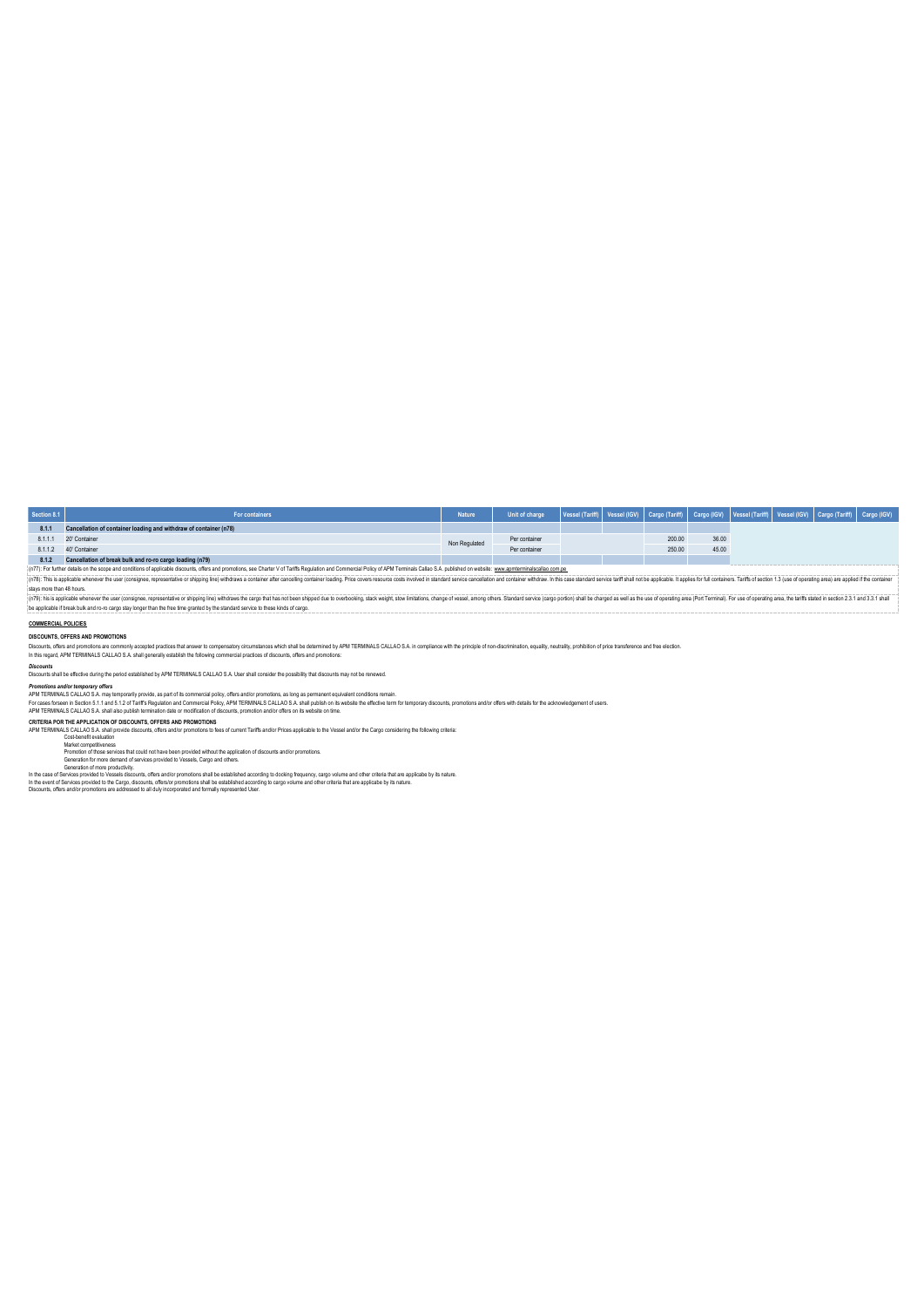| Section 8.1 | For containers | Nature | Unit of charge | Vessel (Tariff) | Vessel (IGV) | Cargo (Tariff) | Cargo (IGV) | Vessel (Tariff) | Vessel (IGV) | Cargo (Tariff) | Cargo (IGV) |
|---|---|---|---|---|---|---|---|---|---|---|---|
| 8.1.1 | Cancellation of container loading and withdraw of container (n78) | | | | | | | | | | |
| 8.1.1.1 | 20' Container | Non Regulated | Per container | | | 200.00 | 36.00 | | | | |
| 8.1.1.2 | 40' Container | | Per container | | | 250.00 | 45.00 | | | | |
| 8.1.2 | Cancellation of break bulk and ro-ro cargo loading (n79) | | | | | | | | | | |

(n77): For further details on the scope and conditions of applicable discounts, offers and promotions, see Charter V of Tariffs Regulation and Commercial Policy of APM Terminals Callao S.A. published on website: www.apmterminalscallao.com.pe

(n78): This is applicable whenever the user (consignee, representative or shipping line) withdraws a container after cancelling container loading. Price covers resource costs involved in standard service cancellation and container withdraw. In this case standard service tariff shall not be applicable. It applies for full containers. Tariffs of section 1.3 (use of operating area) are applied if the container stays more than 48 hours.

(n79): his is applicable whenever the user (consignee, representative or shipping line) withdraws the cargo that has not been shipped due to overbooking, slack weight, stow limitations, change of vessel, among others. Standard service (cargo portion) shall be charged as well as the use of operating area (Port Terminal). For use of operating area, the tariffs stated in section 2.3.1 and 3.3.1 shall be applicable if break bulk and ro-ro cargo stay longer than the free time granted by the standard service to these kinds of cargo.

## COMMERCIAL POLICIES

### DISCOUNTS, OFFERS AND PROMOTIONS

Discounts, offers and promotions are commonly accepted practices that answer to compensatory circumstances which shall be determined by APM TERMINALS CALLAO S.A. in compliance with the principle of non-discrimination, equality, neutrality, prohibition of price transference and free election.
In this regard, APM TERMINALS CALLAO S.A. shall generally establish the following commercial practices of discounts, offers and promotions:

***Discounts***

Discounts shall be effective during the period established by APM TERMINALS CALLAO S.A. User shall consider the possibility that discounts may not be renewed.

***Promotions and/or temporary offers***

APM TERMINALS CALLAO S.A. may temporarily provide, as part of its commercial policy, offers and/or promotions, as long as permanent equivalent conditions remain.
For cases forseen in Section 5.1.1 and 5.1.2 of Tariff's Regulation and Commercial Policy, APM TERMINALS CALLAO S.A. shall publish on its website the effective term for temporary discounts, promotions and/or offers with details for the acknowledgement of users.
APM TERMINALS CALLAO S.A. shall also publish termination date or modification of discounts, promotion and/or offers on its website on time.

### CRITERIA FOR THE APPLICATION OF DISCOUNTS, OFFERS AND PROMOTIONS

APM TERMINALS CALLAO S.A. shall provide discounts, offers and/or promotions to fees of current Tariffs and/or Prices applicable to the Vessel and/or the Cargo considering the following criteria:

- Cost-benefit evaluation
- Market competitiveness
- Promotion of those services that could not have been provided without the application of discounts and/or promotions.
- Generation for more demand of services provided to Vessels, Cargo and others.
- Generation of more productivity.

In the case of Services provided to Vessels discounts, offers and/or promotions shall be established according to docking frequency, cargo volume and other criteria that are applicabe by its nature.
In the event of Services provided to the Cargo, discounts, offers/or promotions shall be established according to cargo volume and other criteria that are applicabe by its nature.
Discounts, offers and/or promotions are addressed to all duly incorporated and formally represented User.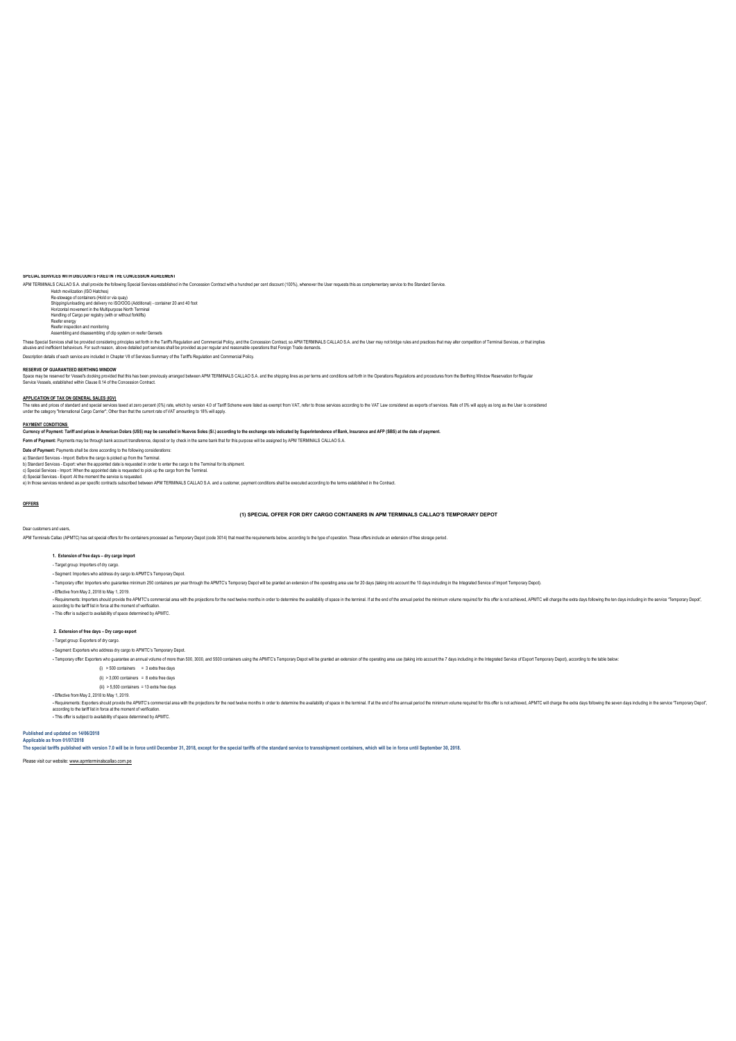**SPECIAL SERVICES WITH DISCOUNTS FIXED IN THE CONCESSION AGREEMENT**

APM TERMINALS CALLAO S.A. shall provide the following Special Services established in the Concession Contract with a hundred per cent discount (100%), whenever the User requests this as complementary service to the Standard Service.

- Hatch movilization (ISO Hatches)
- Re-stowage of containers (Hold or via quay)
- Shipping/unloading and delivery no ISO/OOG (Additional) - container 20 and 40 foot
- Horizontal movement in the Multipurpose North Terminal
- Handling of Cargo per registry (with or without forklifts)
- Reefer energy
- Reefer inspection and monitoring
- Assembling and disassembling of clip system on reefer Gensets

These Special Services shall be provided considering principles set forth in the Tariff's Regulation and Commercial Policy, and the Concession Contract, so APM TERMINALS CALLAO S.A. and the User may not bridge rules and practices that may alter competition of Terminal Services, or that implies abusive and inefficient behaviours. For such reason, above detailed port services shall be provided as per regular and reasonable operations that Foreign Trade demands.

Description details of each service are included in Chapter VII of Services Summary of the Tariff's Regulation and Commercial Policy.

**RESERVE OF GUARANTEED BERTHING WINDOW**

Space may be reserved for Vessel's docking provided that this has been previously arranged between APM TERMINALS CALLAO S.A. and the shipping lines as per terms and conditions set forth in the Operations Regulations and procedures from the Berthing Window Reservation for Regular Service Vessels, established within Clause 8.14 of the Concession Contract.

**APPLICATION OF TAX ON GENERAL SALES (IGV)**

The rates and prices of standard and special services taxed at zero percent (0%) rate, which by version 4.0 of Tariff Scheme were listed as exempt from VAT, refer to those services according to the VAT Law considered as exports of services. Rate of 0% will apply as long as the User is considered under the category "International Cargo Carrier"; Other than that the current rate of VAT amounting to 18% will apply.

**PAYMENT CONDITIONS**

**Currency of Payment: Tariff and prices in American Dolars (US$) may be cancelled in Nuevos Soles (S/.) according to the exchange rate indicated by Superintendence of Bank, Insurance and AFP (SBS) at the date of payment.**

**Form of Payment:** Payments may be through bank account transference, deposit or by check in the same bank that for this purpose will be assigned by APM TERMINALS CALLAO S.A.

**Date of Payment:** Payments shall be done according to the following considerations:

a) Standard Services - Import: Before the cargo is picked up from the Terminal.
b) Standard Services - Export: when the appointed date is requested in order to enter the cargo to the Terminal for its shipment.
c) Special Services - Import: When the appointed date is requested to pick up the cargo from the Terminal.
d) Special Services - Export: At the moment the service is requested.
e) In those services rendered as per specific contracts subscribed between APM TERMINALS CALLAO S.A. and a customer, payment conditions shall be executed according to the terms established in the Contract.

**OFFERS**

**(1) SPECIAL OFFER FOR DRY CARGO CONTAINERS IN APM TERMINALS CALLAO'S TEMPORARY DEPOT**

Dear customers and users,

APM Terminals Callao (APMTC) has set special offers for the containers processed as Temporary Depot (code 3014) that meet the requirements below, according to the type of operation. These offers include an extension of free storage period.

**1. Extension of free days – dry cargo import**

- Target group: Importers of dry cargo.
- Segment: Importers who address dry cargo to APMTC's Temporary Depot.
- Temporary offer: Importers who guarantee minimum 250 containers per year through the APMTC's Temporary Depot will be granted an extension of the operating area use for 20 days (taking into account the 10 days including in the Integrated Service of Import Temporary Depot).
- Effective from May 2, 2018 to May 1, 2019.
- Requirements: Importers should provide the APMTC's commercial area with the projections for the next twelve months in order to determine the availability of space in the terminal. If at the end of the annual period the minimum volume required for this offer is not achieved, APMTC will charge the extra days following the ten days including in the service "Temporary Depot", according to the tariff list in force at the moment of verification.
- This offer is subject to availability of space determined by APMTC.

**2. Extension of free days – Dry cargo export**

- Target group: Exporters of dry cargo.
- Segment: Exporters who address dry cargo to APMTC's Temporary Depot.
- Temporary offer: Exporters who guarantee an annual volume of more than 500, 3000, and 5500 containers using the APMTC's Temporary Depot will be granted an extension of the operating area use (taking into account the 7 days including in the Integrated Service of Export Temporary Depot), according to the table below:

  (i) > 500 containers = 3 extra free days
  (ii) > 3,000 containers = 8 extra free days
  (iii) > 5,500 containers = 13 extra free days

- Effective from May 2, 2018 to May 1, 2019.
- Requirements: Exporters should provide the APMTC's commercial area with the projections for the next twelve months in order to determine the availability of space in the terminal. If at the end of the annual period the minimum volume required for this offer is not achieved, APMTC will charge the extra days following the seven days including in the service "Temporary Depot", according to the tariff list in force at the moment of verification.
- This offer is subject to availability of space determined by APMTC.

**Published and updated on 14/06/2018**
**Applicable as from 01/07/2018**
**The special tariffs published with version 7.0 will be in force until December 31, 2018, except for the special tariffs of the standard service to transshipment containers, which will be in force until September 30, 2018.**

Please visit our website: www.apmterminalscallao.com.pe